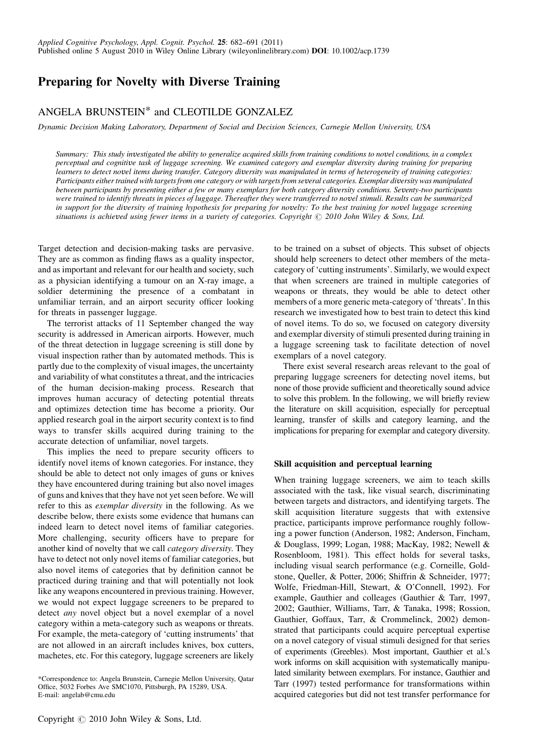# Preparing for Novelty with Diverse Training

ANGELA BRUNSTEIN* and CLEOTILDE GONZALEZ

*Dynamic Decision Making Laboratory, Department of Social and Decision Sciences, Carnegie Mellon University, USA*

*Summary: This study investigated the ability to generalize acquired skills from training conditions to novel conditions, in a complex perceptual and cognitive task of luggage screening. We examined category and exemplar diversity during training for preparing learners to detect novel items during transfer. Category diversity was manipulated in terms of heterogeneity of training categories: Participants either trained with targets from one category or with targets from several categories. Exemplar diversity was manipulated between participants by presenting either a few or many exemplars for both category diversity conditions. Seventy-two participants were trained to identify threats in pieces of luggage. Thereafter they were transferred to novel stimuli. Results can be summarized in support for the diversity of training hypothesis for preparing for novelty: To the best training for novel luggage screening situations is achieved using fewer items in a variety of categories. Copyright © 2010 John Wiley & Sons, Ltd.*

Target detection and decision-making tasks are pervasive. They are as common as finding flaws as a quality inspector, and as important and relevant for our health and society, such as a physician identifying a tumour on an X-ray image, a soldier determining the presence of a combatant in unfamiliar terrain, and an airport security officer looking for threats in passenger luggage.

The terrorist attacks of 11 September changed the way security is addressed in American airports. However, much of the threat detection in luggage screening is still done by visual inspection rather than by automated methods. This is partly due to the complexity of visual images, the uncertainty and variability of what constitutes a threat, and the intricacies of the human decision-making process. Research that improves human accuracy of detecting potential threats and optimizes detection time has become a priority. Our applied research goal in the airport security context is to find ways to transfer skills acquired during training to the accurate detection of unfamiliar, novel targets.

This implies the need to prepare security officers to identify novel items of known categories. For instance, they should be able to detect not only images of guns or knives they have encountered during training but also novel images of guns and knives that they have not yet seen before. We will refer to this as *exemplar diversity* in the following. As we describe below, there exists some evidence that humans can indeed learn to detect novel items of familiar categories. More challenging, security officers have to prepare for another kind of novelty that we call *category diversity*. They have to detect not only novel items of familiar categories, but also novel items of categories that by definition cannot be practiced during training and that will potentially not look like any weapons encountered in previous training. However, we would not expect luggage screeners to be prepared to detect *any* novel object but a novel exemplar of a novel category within a meta-category such as weapons or threats. For example, the meta-category of 'cutting instruments' that are not allowed in an aircraft includes knives, box cutters, machetes, etc. For this category, luggage screeners are likely to be trained on a subset of objects. This subset of objects should help screeners to detect other members of the meta-category of 'cutting instruments'. Similarly, we would expect that when screeners are trained in multiple categories of weapons or threats, they would be able to detect other members of a more generic meta-category of 'threats'. In this research we investigated how to best train to detect this kind of novel items. To do so, we focused on category diversity and exemplar diversity of stimuli presented during training in a luggage screening task to facilitate detection of novel exemplars of a novel category.

There exist several research areas relevant to the goal of preparing luggage screeners for detecting novel items, but none of those provide sufficient and theoretically sound advice to solve this problem. In the following, we will briefly review the literature on skill acquisition, especially for perceptual learning, transfer of skills and category learning, and the implications for preparing for exemplar and category diversity.

### Skill acquisition and perceptual learning

When training luggage screeners, we aim to teach skills associated with the task, like visual search, discriminating between targets and distractors, and identifying targets. The skill acquisition literature suggests that with extensive practice, participants improve performance roughly following a power function (Anderson, 1982; Anderson, Fincham, & Douglass, 1999; Logan, 1988; MacKay, 1982; Newell & Rosenbloom, 1981). This effect holds for several tasks, including visual search performance (e.g. Corneille, Goldstone, Queller, & Potter, 2006; Shiffrin & Schneider, 1977; Wolfe, Friedman-Hill, Stewart, & O'Connell, 1992). For example, Gauthier and colleagues (Gauthier & Tarr, 1997, 2002; Gauthier, Williams, Tarr, & Tanaka, 1998; Rossion, Gauthier, Goffaux, Tarr, & Crommelinck, 2002) demonstrated that participants could acquire perceptual expertise on a novel category of visual stimuli designed for that series of experiments (Greebles). Most important, Gauthier et al.'s work informs on skill acquisition with systematically manipulated similarity between exemplars. For instance, Gauthier and Tarr (1997) tested performance for transformations within acquired categories but did not test transfer performance for

*Correspondence to: Angela Brunstein, Carnegie Mellon University, Qatar Office, 5032 Forbes Ave SMC1070, Pittsburgh, PA 15289, USA. E-mail: angelab@cmu.edu

Copyright © 2010 John Wiley & Sons, Ltd.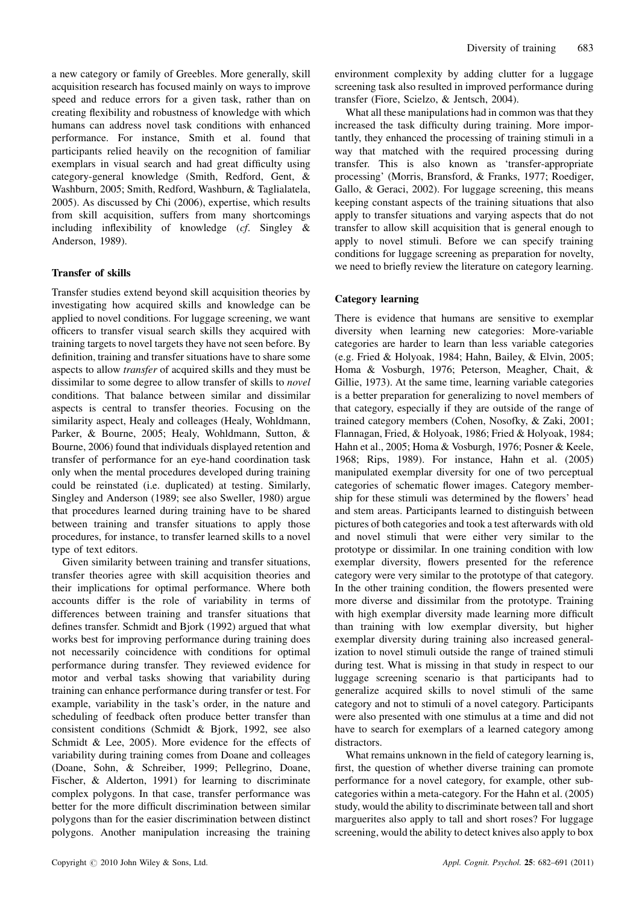a new category or family of Greebles. More generally, skill acquisition research has focused mainly on ways to improve speed and reduce errors for a given task, rather than on creating flexibility and robustness of knowledge with which humans can address novel task conditions with enhanced performance. For instance, Smith et al. found that participants relied heavily on the recognition of familiar exemplars in visual search and had great difficulty using category-general knowledge (Smith, Redford, Gent, & Washburn, 2005; Smith, Redford, Washburn, & Taglialatela, 2005). As discussed by Chi (2006), expertise, which results from skill acquisition, suffers from many shortcomings including inflexibility of knowledge (*cf.* Singley & Anderson, 1989).

### Transfer of skills

Transfer studies extend beyond skill acquisition theories by investigating how acquired skills and knowledge can be applied to novel conditions. For luggage screening, we want officers to transfer visual search skills they acquired with training targets to novel targets they have not seen before. By definition, training and transfer situations have to share some aspects to allow *transfer* of acquired skills and they must be dissimilar to some degree to allow transfer of skills to *novel* conditions. That balance between similar and dissimilar aspects is central to transfer theories. Focusing on the similarity aspect, Healy and colleages (Healy, Wohldmann, Parker, & Bourne, 2005; Healy, Wohldmann, Sutton, & Bourne, 2006) found that individuals displayed retention and transfer of performance for an eye-hand coordination task only when the mental procedures developed during training could be reinstated (i.e. duplicated) at testing. Similarly, Singley and Anderson (1989; see also Sweller, 1980) argue that procedures learned during training have to be shared between training and transfer situations to apply those procedures, for instance, to transfer learned skills to a novel type of text editors.

Given similarity between training and transfer situations, transfer theories agree with skill acquisition theories and their implications for optimal performance. Where both accounts differ is the role of variability in terms of differences between training and transfer situations that defines transfer. Schmidt and Bjork (1992) argued that what works best for improving performance during training does not necessarily coincidence with conditions for optimal performance during transfer. They reviewed evidence for motor and verbal tasks showing that variability during training can enhance performance during transfer or test. For example, variability in the task's order, in the nature and scheduling of feedback often produce better transfer than consistent conditions (Schmidt & Bjork, 1992, see also Schmidt & Lee, 2005). More evidence for the effects of variability during training comes from Doane and colleages (Doane, Sohn, & Schreiber, 1999; Pellegrino, Doane, Fischer, & Alderton, 1991) for learning to discriminate complex polygons. In that case, transfer performance was better for the more difficult discrimination between similar polygons than for the easier discrimination between distinct polygons. Another manipulation increasing the training environment complexity by adding clutter for a luggage screening task also resulted in improved performance during transfer (Fiore, Scielzo, & Jentsch, 2004).

What all these manipulations had in common was that they increased the task difficulty during training. More importantly, they enhanced the processing of training stimuli in a way that matched with the required processing during transfer. This is also known as 'transfer-appropriate processing' (Morris, Bransford, & Franks, 1977; Roediger, Gallo, & Geraci, 2002). For luggage screening, this means keeping constant aspects of the training situations that also apply to transfer situations and varying aspects that do not transfer to allow skill acquisition that is general enough to apply to novel stimuli. Before we can specify training conditions for luggage screening as preparation for novelty, we need to briefly review the literature on category learning.

### Category learning

There is evidence that humans are sensitive to exemplar diversity when learning new categories: More-variable categories are harder to learn than less variable categories (e.g. Fried & Holyoak, 1984; Hahn, Bailey, & Elvin, 2005; Homa & Vosburgh, 1976; Peterson, Meagher, Chait, & Gillie, 1973). At the same time, learning variable categories is a better preparation for generalizing to novel members of that category, especially if they are outside of the range of trained category members (Cohen, Nosofky, & Zaki, 2001; Flannagan, Fried, & Holyoak, 1986; Fried & Holyoak, 1984; Hahn et al., 2005; Homa & Vosburgh, 1976; Posner & Keele, 1968; Rips, 1989). For instance, Hahn et al. (2005) manipulated exemplar diversity for one of two perceptual categories of schematic flower images. Category membership for these stimuli was determined by the flowers' head and stem areas. Participants learned to distinguish between pictures of both categories and took a test afterwards with old and novel stimuli that were either very similar to the prototype or dissimilar. In one training condition with low exemplar diversity, flowers presented for the reference category were very similar to the prototype of that category. In the other training condition, the flowers presented were more diverse and dissimilar from the prototype. Training with high exemplar diversity made learning more difficult than training with low exemplar diversity, but higher exemplar diversity during training also increased generalization to novel stimuli outside the range of trained stimuli during test. What is missing in that study in respect to our luggage screening scenario is that participants had to generalize acquired skills to novel stimuli of the same category and not to stimuli of a novel category. Participants were also presented with one stimulus at a time and did not have to search for exemplars of a learned category among distractors.

What remains unknown in the field of category learning is, first, the question of whether diverse training can promote performance for a novel category, for example, other subcategories within a meta-category. For the Hahn et al. (2005) study, would the ability to discriminate between tall and short marguerites also apply to tall and short roses? For luggage screening, would the ability to detect knives also apply to box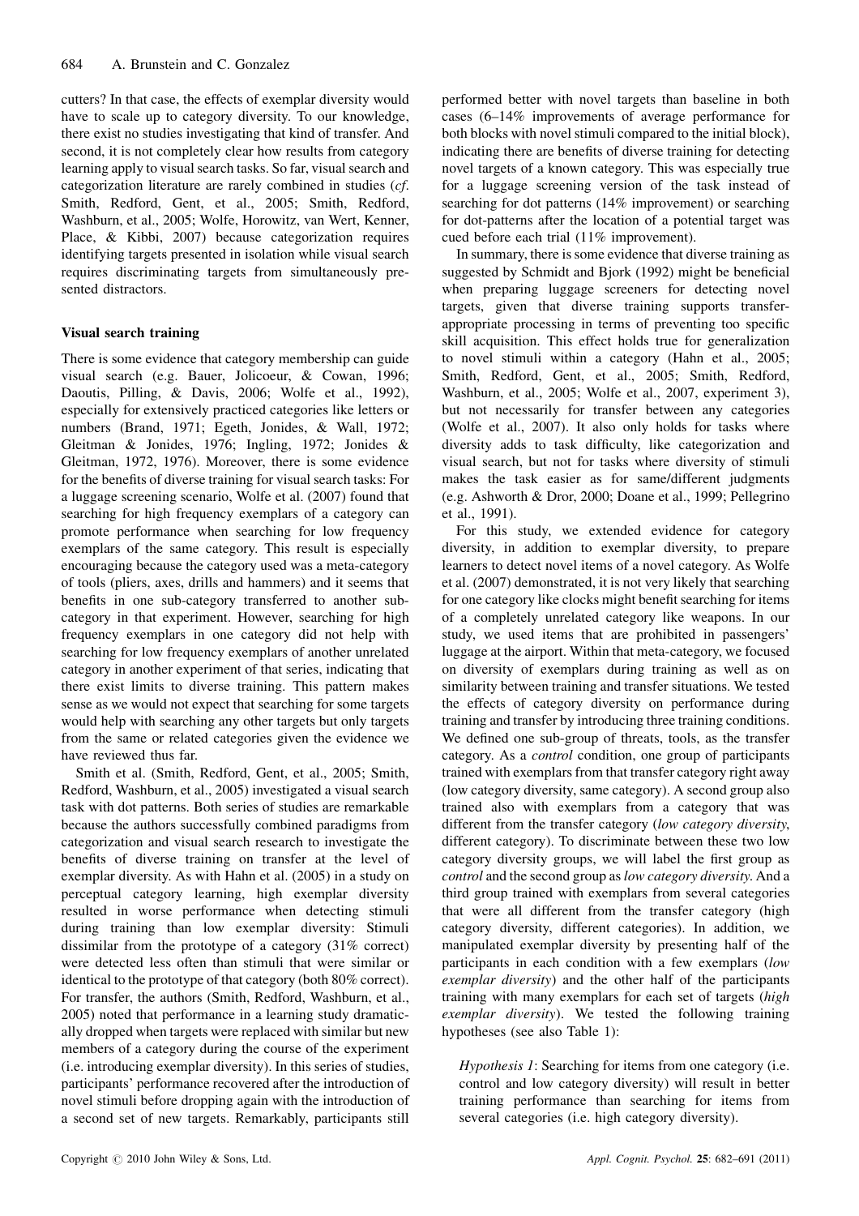cutters? In that case, the effects of exemplar diversity would have to scale up to category diversity. To our knowledge, there exist no studies investigating that kind of transfer. And second, it is not completely clear how results from category learning apply to visual search tasks. So far, visual search and categorization literature are rarely combined in studies (*cf*. Smith, Redford, Gent, et al., 2005; Smith, Redford, Washburn, et al., 2005; Wolfe, Horowitz, van Wert, Kenner, Place, & Kibbi, 2007) because categorization requires identifying targets presented in isolation while visual search requires discriminating targets from simultaneously presented distractors.

## Visual search training

There is some evidence that category membership can guide visual search (e.g. Bauer, Jolicoeur, & Cowan, 1996; Daoutis, Pilling, & Davis, 2006; Wolfe et al., 1992), especially for extensively practiced categories like letters or numbers (Brand, 1971; Egeth, Jonides, & Wall, 1972; Gleitman & Jonides, 1976; Ingling, 1972; Jonides & Gleitman, 1972, 1976). Moreover, there is some evidence for the benefits of diverse training for visual search tasks: For a luggage screening scenario, Wolfe et al. (2007) found that searching for high frequency exemplars of a category can promote performance when searching for low frequency exemplars of the same category. This result is especially encouraging because the category used was a meta-category of tools (pliers, axes, drills and hammers) and it seems that benefits in one sub-category transferred to another sub-category in that experiment. However, searching for high frequency exemplars in one category did not help with searching for low frequency exemplars of another unrelated category in another experiment of that series, indicating that there exist limits to diverse training. This pattern makes sense as we would not expect that searching for some targets would help with searching any other targets but only targets from the same or related categories given the evidence we have reviewed thus far.

Smith et al. (Smith, Redford, Gent, et al., 2005; Smith, Redford, Washburn, et al., 2005) investigated a visual search task with dot patterns. Both series of studies are remarkable because the authors successfully combined paradigms from categorization and visual search research to investigate the benefits of diverse training on transfer at the level of exemplar diversity. As with Hahn et al. (2005) in a study on perceptual category learning, high exemplar diversity resulted in worse performance when detecting stimuli during training than low exemplar diversity: Stimuli dissimilar from the prototype of a category (31% correct) were detected less often than stimuli that were similar or identical to the prototype of that category (both 80% correct). For transfer, the authors (Smith, Redford, Washburn, et al., 2005) noted that performance in a learning study dramatically dropped when targets were replaced with similar but new members of a category during the course of the experiment (i.e. introducing exemplar diversity). In this series of studies, participants' performance recovered after the introduction of novel stimuli before dropping again with the introduction of a second set of new targets. Remarkably, participants still performed better with novel targets than baseline in both cases (6–14% improvements of average performance for both blocks with novel stimuli compared to the initial block), indicating there are benefits of diverse training for detecting novel targets of a known category. This was especially true for a luggage screening version of the task instead of searching for dot patterns (14% improvement) or searching for dot-patterns after the location of a potential target was cued before each trial (11% improvement).

In summary, there is some evidence that diverse training as suggested by Schmidt and Bjork (1992) might be beneficial when preparing luggage screeners for detecting novel targets, given that diverse training supports transfer-appropriate processing in terms of preventing too specific skill acquisition. This effect holds true for generalization to novel stimuli within a category (Hahn et al., 2005; Smith, Redford, Gent, et al., 2005; Smith, Redford, Washburn, et al., 2005; Wolfe et al., 2007, experiment 3), but not necessarily for transfer between any categories (Wolfe et al., 2007). It also only holds for tasks where diversity adds to task difficulty, like categorization and visual search, but not for tasks where diversity of stimuli makes the task easier as for same/different judgments (e.g. Ashworth & Dror, 2000; Doane et al., 1999; Pellegrino et al., 1991).

For this study, we extended evidence for category diversity, in addition to exemplar diversity, to prepare learners to detect novel items of a novel category. As Wolfe et al. (2007) demonstrated, it is not very likely that searching for one category like clocks might benefit searching for items of a completely unrelated category like weapons. In our study, we used items that are prohibited in passengers' luggage at the airport. Within that meta-category, we focused on diversity of exemplars during training as well as on similarity between training and transfer situations. We tested the effects of category diversity on performance during training and transfer by introducing three training conditions. We defined one sub-group of threats, tools, as the transfer category. As a *control* condition, one group of participants trained with exemplars from that transfer category right away (low category diversity, same category). A second group also trained also with exemplars from a category that was different from the transfer category (*low category diversity*, different category). To discriminate between these two low category diversity groups, we will label the first group as *control* and the second group as *low category diversity*. And a third group trained with exemplars from several categories that were all different from the transfer category (high category diversity, different categories). In addition, we manipulated exemplar diversity by presenting half of the participants in each condition with a few exemplars (*low exemplar diversity*) and the other half of the participants training with many exemplars for each set of targets (*high exemplar diversity*). We tested the following training hypotheses (see also Table 1):

*Hypothesis 1*: Searching for items from one category (i.e. control and low category diversity) will result in better training performance than searching for items from several categories (i.e. high category diversity).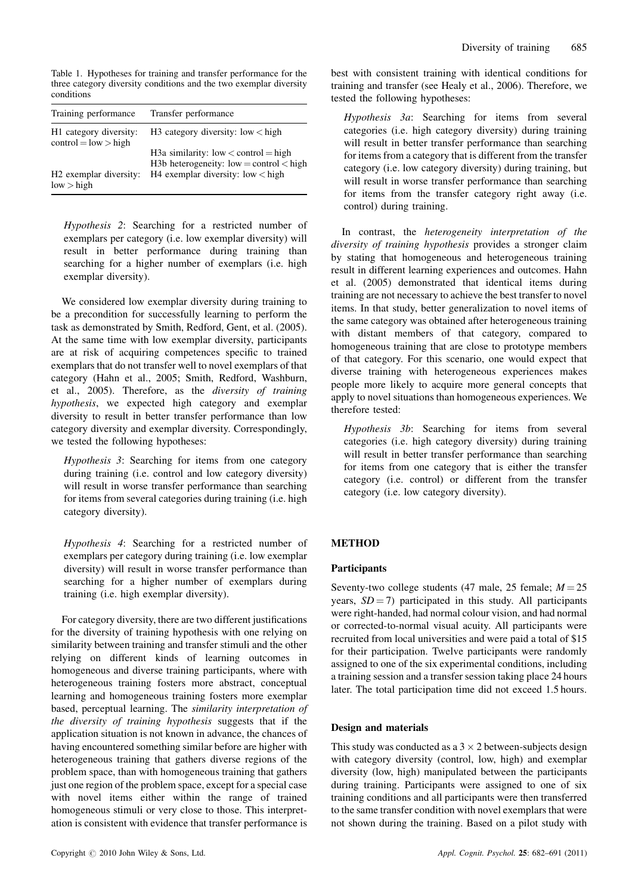Table 1. Hypotheses for training and transfer performance for the three category diversity conditions and the two exemplar diversity conditions

| Training performance | Transfer performance |
|---|---|
| H1 category diversity: control = low > high | H3 category diversity: low < high |
| | H3a similarity: low < control = high |
| | H3b heterogeneity: low = control < high |
| H2 exemplar diversity: low > high | H4 exemplar diversity: low < high |

*Hypothesis 2*: Searching for a restricted number of exemplars per category (i.e. low exemplar diversity) will result in better performance during training than searching for a higher number of exemplars (i.e. high exemplar diversity).

We considered low exemplar diversity during training to be a precondition for successfully learning to perform the task as demonstrated by Smith, Redford, Gent, et al. (2005). At the same time with low exemplar diversity, participants are at risk of acquiring competences specific to trained exemplars that do not transfer well to novel exemplars of that category (Hahn et al., 2005; Smith, Redford, Washburn, et al., 2005). Therefore, as the *diversity of training hypothesis*, we expected high category and exemplar diversity to result in better transfer performance than low category diversity and exemplar diversity. Correspondingly, we tested the following hypotheses:

*Hypothesis 3*: Searching for items from one category during training (i.e. control and low category diversity) will result in worse transfer performance than searching for items from several categories during training (i.e. high category diversity).

*Hypothesis 4*: Searching for a restricted number of exemplars per category during training (i.e. low exemplar diversity) will result in worse transfer performance than searching for a higher number of exemplars during training (i.e. high exemplar diversity).

For category diversity, there are two different justifications for the diversity of training hypothesis with one relying on similarity between training and transfer stimuli and the other relying on different kinds of learning outcomes in homogeneous and diverse training participants, where with heterogeneous training fosters more abstract, conceptual learning and homogeneous training fosters more exemplar based, perceptual learning. The *similarity interpretation of the diversity of training hypothesis* suggests that if the application situation is not known in advance, the chances of having encountered something similar before are higher with heterogeneous training that gathers diverse regions of the problem space, than with homogeneous training that gathers just one region of the problem space, except for a special case with novel items either within the range of trained homogeneous stimuli or very close to those. This interpretation is consistent with evidence that transfer performance is best with consistent training with identical conditions for training and transfer (see Healy et al., 2006). Therefore, we tested the following hypotheses:

*Hypothesis 3a*: Searching for items from several categories (i.e. high category diversity) during training will result in better transfer performance than searching for items from a category that is different from the transfer category (i.e. low category diversity) during training, but will result in worse transfer performance than searching for items from the transfer category right away (i.e. control) during training.

In contrast, the *heterogeneity interpretation of the diversity of training hypothesis* provides a stronger claim by stating that homogeneous and heterogeneous training result in different learning experiences and outcomes. Hahn et al. (2005) demonstrated that identical items during training are not necessary to achieve the best transfer to novel items. In that study, better generalization to novel items of the same category was obtained after heterogeneous training with distant members of that category, compared to homogeneous training that are close to prototype members of that category. For this scenario, one would expect that diverse training with heterogeneous experiences makes people more likely to acquire more general concepts that apply to novel situations than homogeneous experiences. We therefore tested:

*Hypothesis 3b*: Searching for items from several categories (i.e. high category diversity) during training will result in better transfer performance than searching for items from one category that is either the transfer category (i.e. control) or different from the transfer category (i.e. low category diversity).

## METHOD

### Participants

Seventy-two college students (47 male, 25 female; $M = 25$ years, $SD = 7$) participated in this study. All participants were right-handed, had normal colour vision, and had normal or corrected-to-normal visual acuity. All participants were recruited from local universities and were paid a total of \$15 for their participation. Twelve participants were randomly assigned to one of the six experimental conditions, including a training session and a transfer session taking place 24 hours later. The total participation time did not exceed 1.5 hours.

### Design and materials

This study was conducted as a $3 \times 2$ between-subjects design with category diversity (control, low, high) and exemplar diversity (low, high) manipulated between the participants during training. Participants were assigned to one of six training conditions and all participants were then transferred to the same transfer condition with novel exemplars that were not shown during the training. Based on a pilot study with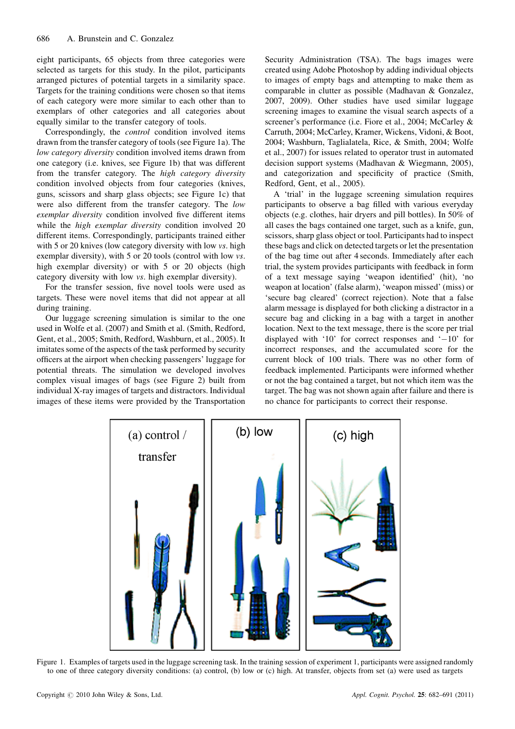eight participants, 65 objects from three categories were selected as targets for this study. In the pilot, participants arranged pictures of potential targets in a similarity space. Targets for the training conditions were chosen so that items of each category were more similar to each other than to exemplars of other categories and all categories about equally similar to the transfer category of tools.

Correspondingly, the *control* condition involved items drawn from the transfer category of tools (see Figure 1a). The *low category diversity* condition involved items drawn from one category (i.e. knives, see Figure 1b) that was different from the transfer category. The *high category diversity* condition involved objects from four categories (knives, guns, scissors and sharp glass objects; see Figure 1c) that were also different from the transfer category. The *low exemplar diversity* condition involved five different items while the *high exemplar diversity* condition involved 20 different items. Correspondingly, participants trained either with 5 or 20 knives (low category diversity with low *vs.* high exemplar diversity), with 5 or 20 tools (control with low *vs.* high exemplar diversity) or with 5 or 20 objects (high category diversity with low *vs.* high exemplar diversity).

For the transfer session, five novel tools were used as targets. These were novel items that did not appear at all during training.

Our luggage screening simulation is similar to the one used in Wolfe et al. (2007) and Smith et al. (Smith, Redford, Gent, et al., 2005; Smith, Redford, Washburn, et al., 2005). It imitates some of the aspects of the task performed by security officers at the airport when checking passengers' luggage for potential threats. The simulation we developed involves complex visual images of bags (see Figure 2) built from individual X-ray images of targets and distractors. Individual images of these items were provided by the Transportation Security Administration (TSA). The bags images were created using Adobe Photoshop by adding individual objects to images of empty bags and attempting to make them as comparable in clutter as possible (Madhavan & Gonzalez, 2007, 2009). Other studies have used similar luggage screening images to examine the visual search aspects of a screener's performance (i.e. Fiore et al., 2004; McCarley & Carruth, 2004; McCarley, Kramer, Wickens, Vidoni, & Boot, 2004; Washburn, Taglialatela, Rice, & Smith, 2004; Wolfe et al., 2007) for issues related to operator trust in automated decision support systems (Madhavan & Wiegmann, 2005), and categorization and specificity of practice (Smith, Redford, Gent, et al., 2005).

A 'trial' in the luggage screening simulation requires participants to observe a bag filled with various everyday objects (e.g. clothes, hair dryers and pill bottles). In 50% of all cases the bags contained one target, such as a knife, gun, scissors, sharp glass object or tool. Participants had to inspect these bags and click on detected targets or let the presentation of the bag time out after 4 seconds. Immediately after each trial, the system provides participants with feedback in form of a text message saying 'weapon identified' (hit), 'no weapon at location' (false alarm), 'weapon missed' (miss) or 'secure bag cleared' (correct rejection). Note that a false alarm message is displayed for both clicking a distractor in a secure bag and clicking in a bag with a target in another location. Next to the text message, there is the score per trial displayed with '10' for correct responses and '−10' for incorrect responses, and the accumulated score for the current block of 100 trials. There was no other form of feedback implemented. Participants were informed whether or not the bag contained a target, but not which item was the target. The bag was not shown again after failure and there is no chance for participants to correct their response.

Figure 1. Examples of targets used in the luggage screening task. In the training session of experiment 1, participants were assigned randomly to one of three category diversity conditions: (a) control, (b) low or (c) high. At transfer, objects from set (a) were used as targets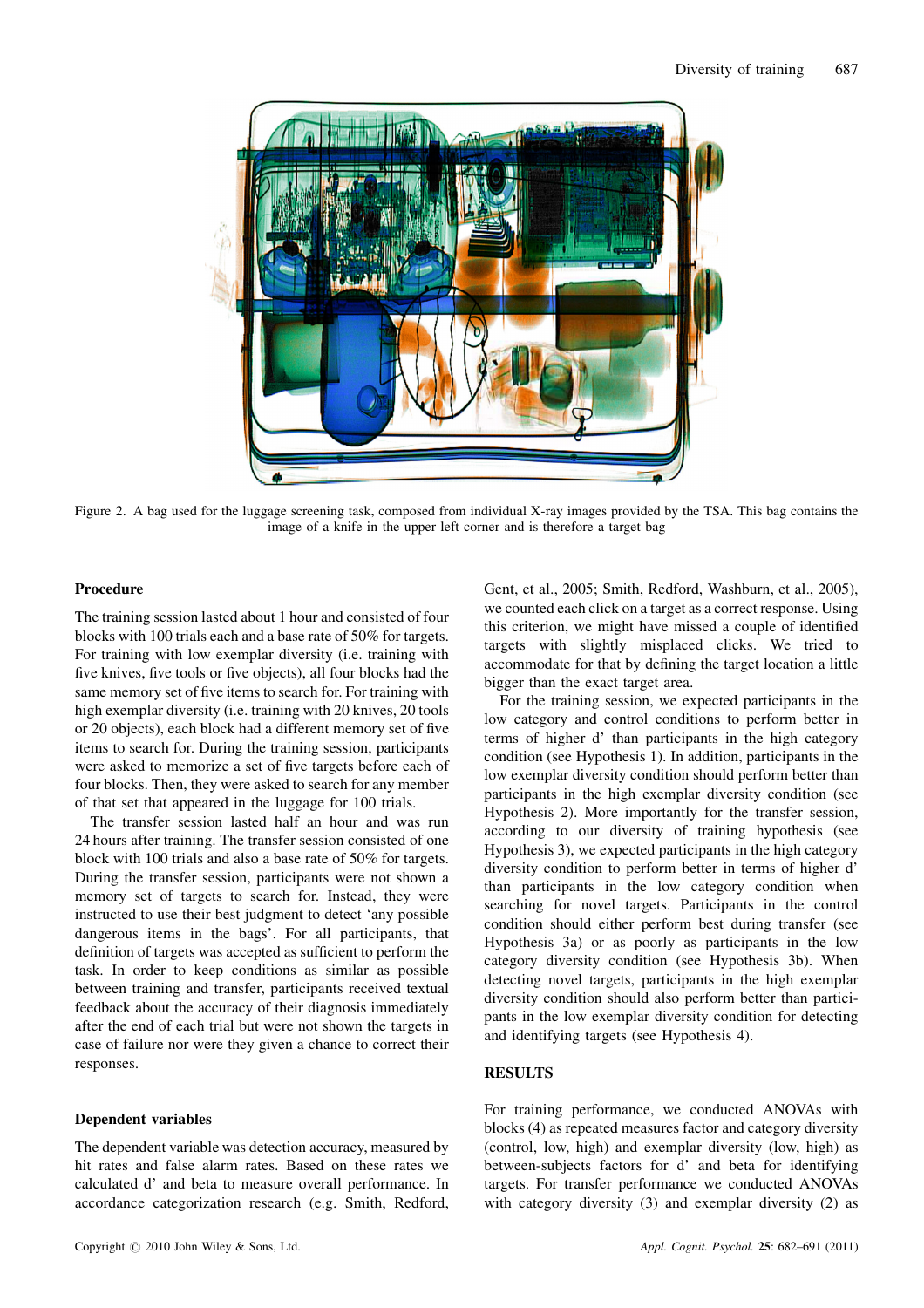Figure 2. A bag used for the luggage screening task, composed from individual X-ray images provided by the TSA. This bag contains the image of a knife in the upper left corner and is therefore a target bag

### Procedure

The training session lasted about 1 hour and consisted of four blocks with 100 trials each and a base rate of 50% for targets. For training with low exemplar diversity (i.e. training with five knives, five tools or five objects), all four blocks had the same memory set of five items to search for. For training with high exemplar diversity (i.e. training with 20 knives, 20 tools or 20 objects), each block had a different memory set of five items to search for. During the training session, participants were asked to memorize a set of five targets before each of four blocks. Then, they were asked to search for any member of that set that appeared in the luggage for 100 trials.

The transfer session lasted half an hour and was run 24 hours after training. The transfer session consisted of one block with 100 trials and also a base rate of 50% for targets. During the transfer session, participants were not shown a memory set of targets to search for. Instead, they were instructed to use their best judgment to detect 'any possible dangerous items in the bags'. For all participants, that definition of targets was accepted as sufficient to perform the task. In order to keep conditions as similar as possible between training and transfer, participants received textual feedback about the accuracy of their diagnosis immediately after the end of each trial but were not shown the targets in case of failure nor were they given a chance to correct their responses.

### Dependent variables

The dependent variable was detection accuracy, measured by hit rates and false alarm rates. Based on these rates we calculated d' and beta to measure overall performance. In accordance categorization research (e.g. Smith, Redford, Gent, et al., 2005; Smith, Redford, Washburn, et al., 2005), we counted each click on a target as a correct response. Using this criterion, we might have missed a couple of identified targets with slightly misplaced clicks. We tried to accommodate for that by defining the target location a little bigger than the exact target area.

For the training session, we expected participants in the low category and control conditions to perform better in terms of higher d' than participants in the high category condition (see Hypothesis 1). In addition, participants in the low exemplar diversity condition should perform better than participants in the high exemplar diversity condition (see Hypothesis 2). More importantly for the transfer session, according to our diversity of training hypothesis (see Hypothesis 3), we expected participants in the high category diversity condition to perform better in terms of higher d' than participants in the low category condition when searching for novel targets. Participants in the control condition should either perform best during transfer (see Hypothesis 3a) or as poorly as participants in the low category diversity condition (see Hypothesis 3b). When detecting novel targets, participants in the high exemplar diversity condition should also perform better than participants in the low exemplar diversity condition for detecting and identifying targets (see Hypothesis 4).

## RESULTS

For training performance, we conducted ANOVAs with blocks (4) as repeated measures factor and category diversity (control, low, high) and exemplar diversity (low, high) as between-subjects factors for d' and beta for identifying targets. For transfer performance we conducted ANOVAs with category diversity (3) and exemplar diversity (2) as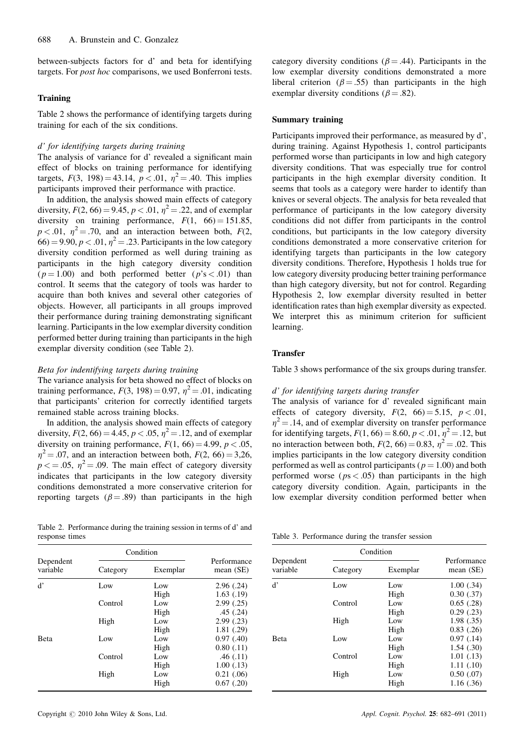between-subjects factors for d' and beta for identifying targets. For *post hoc* comparisons, we used Bonferroni tests.

### Training

Table 2 shows the performance of identifying targets during training for each of the six conditions.

#### *d' for identifying targets during training*

The analysis of variance for d' revealed a significant main effect of blocks on training performance for identifying targets, $F(3,\ 198) = 43.14$, $p < .01$, $\eta^2 = .40$. This implies participants improved their performance with practice.

In addition, the analysis showed main effects of category diversity, $F(2, 66) = 9.45$, $p < .01$, $\eta^2 = .22$, and of exemplar diversity on training performance, $F(1,\ 66) = 151.85$, $p < .01$, $\eta^2 = .70$, and an interaction between both, $F(2, 66) = 9.90$, $p < .01$, $\eta^2 = .23$. Participants in the low category diversity condition performed as well during training as participants in the high category diversity condition ($p = 1.00$) and both performed better ($p$'s $< .01$) than control. It seems that the category of tools was harder to acquire than both knives and several other categories of objects. However, all participants in all groups improved their performance during training demonstrating significant learning. Participants in the low exemplar diversity condition performed better during training than participants in the high exemplar diversity condition (see Table 2).

#### *Beta for indentifying targets during training*

The variance analysis for beta showed no effect of blocks on training performance, $F(3, 198) = 0.97$, $\eta^2 = .01$, indicating that participants' criterion for correctly identified targets remained stable across training blocks.

In addition, the analysis showed main effects of category diversity, $F(2, 66) = 4.45$, $p < .05$, $\eta^2 = .12$, and of exemplar diversity on training performance, $F(1, 66) = 4.99$, $p < .05$, $\eta^2 = .07$, and an interaction between both, $F(2, 66) = 3{,}26$, $p <= .05$, $\eta^2 = .09$. The main effect of category diversity indicates that participants in the low category diversity conditions demonstrated a more conservative criterion for reporting targets ($\beta = .89$) than participants in the high category diversity conditions ($\beta = .44$). Participants in the low exemplar diversity conditions demonstrated a more liberal criterion ($\beta = .55$) than participants in the high exemplar diversity conditions ($\beta = .82$).

Table 2. Performance during the training session in terms of d' and response times

| Dependent variable | Condition | | Performance mean (SE) |
|---|---|---|---|
| | Category | Exemplar | |
| d' | Low | Low | 2.96 (.24) |
| | | High | 1.63 (.19) |
| | Control | Low | 2.99 (.25) |
| | | High | .45 (.24) |
| | High | Low | 2.99 (.23) |
| | | High | 1.81 (.29) |
| Beta | Low | Low | 0.97 (.40) |
| | | High | 0.80 (.11) |
| | Control | Low | .46 (.11) |
| | | High | 1.00 (.13) |
| | High | Low | 0.21 (.06) |
| | | High | 0.67 (.20) |

### Summary training

Participants improved their performance, as measured by d', during training. Against Hypothesis 1, control participants performed worse than participants in low and high category diversity conditions. That was especially true for control participants in the high exemplar diversity condition. It seems that tools as a category were harder to identify than knives or several objects. The analysis for beta revealed that performance of participants in the low category diversity conditions did not differ from participants in the control conditions, but participants in the low category diversity conditions demonstrated a more conservative criterion for identifying targets than participants in the low category diversity conditions. Therefore, Hypothesis 1 holds true for low category diversity producing better training performance than high category diversity, but not for control. Regarding Hypothesis 2, low exemplar diversity resulted in better identification rates than high exemplar diversity as expected. We interpret this as minimum criterion for sufficient learning.

### Transfer

Table 3 shows performance of the six groups during transfer.

#### *d' for identifying targets during transfer*

The analysis of variance for d' revealed significant main effects of category diversity, $F(2,\ 66) = 5.15$, $p < .01$, $\eta^2 = .14$, and of exemplar diversity on transfer performance for identifying targets, $F(1, 66) = 8.60$, $p < .01$, $\eta^2 = .12$, but no interaction between both, $F(2, 66) = 0.83$, $\eta^2 = .02$. This implies participants in the low category diversity condition performed as well as control participants ($p = 1.00$) and both performed worse ($ps < .05$) than participants in the high category diversity condition. Again, participants in the low exemplar diversity condition performed better when

Table 3. Performance during the transfer session

| Dependent variable | Condition | | Performance mean (SE) |
|---|---|---|---|
| | Category | Exemplar | |
| d' | Low | Low | 1.00 (.34) |
| | | High | 0.30 (.37) |
| | Control | Low | 0.65 (.28) |
| | | High | 0.29 (.23) |
| | High | Low | 1.98 (.35) |
| | | High | 0.83 (.26) |
| Beta | Low | Low | 0.97 (.14) |
| | | High | 1.54 (.30) |
| | Control | Low | 1.01 (.13) |
| | | High | 1.11 (.10) |
| | High | Low | 0.50 (.07) |
| | | High | 1.16 (.36) |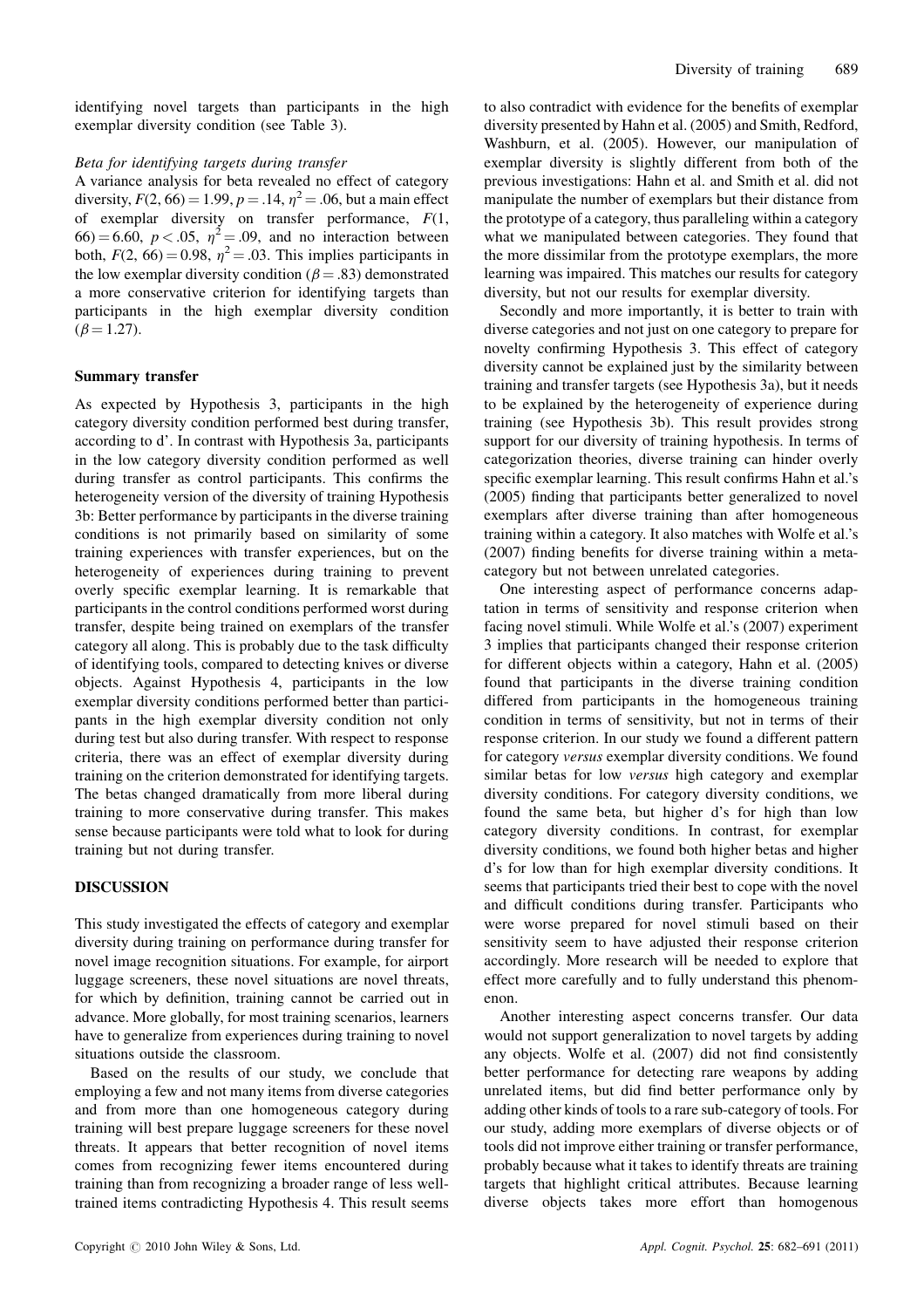identifying novel targets than participants in the high exemplar diversity condition (see Table 3).

#### *Beta for identifying targets during transfer*

A variance analysis for beta revealed no effect of category diversity, $F(2, 66) = 1.99$, $p = .14$, $\eta^2 = .06$, but a main effect of exemplar diversity on transfer performance, $F(1, 66) = 6.60$, $p < .05$, $\eta^2 = .09$, and no interaction between both, $F(2, 66) = 0.98$, $\eta^2 = .03$. This implies participants in the low exemplar diversity condition ($\beta = .83$) demonstrated a more conservative criterion for identifying targets than participants in the high exemplar diversity condition ($\beta = 1.27$).

### Summary transfer

As expected by Hypothesis 3, participants in the high category diversity condition performed best during transfer, according to d'. In contrast with Hypothesis 3a, participants in the low category diversity condition performed as well during transfer as control participants. This confirms the heterogeneity version of the diversity of training Hypothesis 3b: Better performance by participants in the diverse training conditions is not primarily based on similarity of some training experiences with transfer experiences, but on the heterogeneity of experiences during training to prevent overly specific exemplar learning. It is remarkable that participants in the control conditions performed worst during transfer, despite being trained on exemplars of the transfer category all along. This is probably due to the task difficulty of identifying tools, compared to detecting knives or diverse objects. Against Hypothesis 4, participants in the low exemplar diversity conditions performed better than participants in the high exemplar diversity condition not only during test but also during transfer. With respect to response criteria, there was an effect of exemplar diversity during training on the criterion demonstrated for identifying targets. The betas changed dramatically from more liberal during training to more conservative during transfer. This makes sense because participants were told what to look for during training but not during transfer.

## DISCUSSION

This study investigated the effects of category and exemplar diversity during training on performance during transfer for novel image recognition situations. For example, for airport luggage screeners, these novel situations are novel threats, for which by definition, training cannot be carried out in advance. More globally, for most training scenarios, learners have to generalize from experiences during training to novel situations outside the classroom.

Based on the results of our study, we conclude that employing a few and not many items from diverse categories and from more than one homogeneous category during training will best prepare luggage screeners for these novel threats. It appears that better recognition of novel items comes from recognizing fewer items encountered during training than from recognizing a broader range of less well-trained items contradicting Hypothesis 4. This result seems to also contradict with evidence for the benefits of exemplar diversity presented by Hahn et al. (2005) and Smith, Redford, Washburn, et al. (2005). However, our manipulation of exemplar diversity is slightly different from both of the previous investigations: Hahn et al. and Smith et al. did not manipulate the number of exemplars but their distance from the prototype of a category, thus paralleling within a category what we manipulated between categories. They found that the more dissimilar from the prototype exemplars, the more learning was impaired. This matches our results for category diversity, but not our results for exemplar diversity.

Secondly and more importantly, it is better to train with diverse categories and not just on one category to prepare for novelty confirming Hypothesis 3. This effect of category diversity cannot be explained just by the similarity between training and transfer targets (see Hypothesis 3a), but it needs to be explained by the heterogeneity of experience during training (see Hypothesis 3b). This result provides strong support for our diversity of training hypothesis. In terms of categorization theories, diverse training can hinder overly specific exemplar learning. This result confirms Hahn et al.'s (2005) finding that participants better generalized to novel exemplars after diverse training than after homogeneous training within a category. It also matches with Wolfe et al.'s (2007) finding benefits for diverse training within a meta-category but not between unrelated categories.

One interesting aspect of performance concerns adaptation in terms of sensitivity and response criterion when facing novel stimuli. While Wolfe et al.'s (2007) experiment 3 implies that participants changed their response criterion for different objects within a category, Hahn et al. (2005) found that participants in the diverse training condition differed from participants in the homogeneous training condition in terms of sensitivity, but not in terms of their response criterion. In our study we found a different pattern for category *versus* exemplar diversity conditions. We found similar betas for low *versus* high category and exemplar diversity conditions. For category diversity conditions, we found the same beta, but higher d's for high than low category diversity conditions. In contrast, for exemplar diversity conditions, we found both higher betas and higher d's for low than for high exemplar diversity conditions. It seems that participants tried their best to cope with the novel and difficult conditions during transfer. Participants who were worse prepared for novel stimuli based on their sensitivity seem to have adjusted their response criterion accordingly. More research will be needed to explore that effect more carefully and to fully understand this phenomenon.

Another interesting aspect concerns transfer. Our data would not support generalization to novel targets by adding any objects. Wolfe et al. (2007) did not find consistently better performance for detecting rare weapons by adding unrelated items, but did find better performance only by adding other kinds of tools to a rare sub-category of tools. For our study, adding more exemplars of diverse objects or of tools did not improve either training or transfer performance, probably because what it takes to identify threats are training targets that highlight critical attributes. Because learning diverse objects takes more effort than homogenous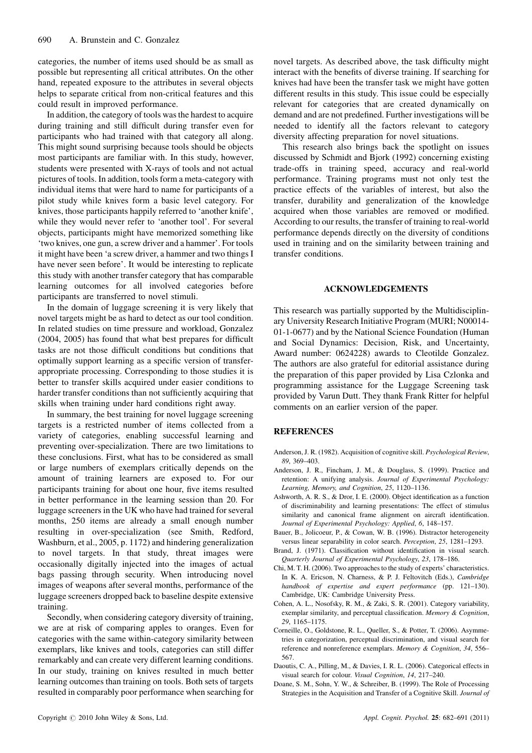categories, the number of items used should be as small as possible but representing all critical attributes. On the other hand, repeated exposure to the attributes in several objects helps to separate critical from non-critical features and this could result in improved performance.

In addition, the category of tools was the hardest to acquire during training and still difficult during transfer even for participants who had trained with that category all along. This might sound surprising because tools should be objects most participants are familiar with. In this study, however, students were presented with X-rays of tools and not actual pictures of tools. In addition, tools form a meta-category with individual items that were hard to name for participants of a pilot study while knives form a basic level category. For knives, those participants happily referred to 'another knife', while they would never refer to 'another tool'. For several objects, participants might have memorized something like 'two knives, one gun, a screw driver and a hammer'. For tools it might have been 'a screw driver, a hammer and two things I have never seen before'. It would be interesting to replicate this study with another transfer category that has comparable learning outcomes for all involved categories before participants are transferred to novel stimuli.

In the domain of luggage screening it is very likely that novel targets might be as hard to detect as our tool condition. In related studies on time pressure and workload, Gonzalez (2004, 2005) has found that what best prepares for difficult tasks are not those difficult conditions but conditions that optimally support learning as a specific version of transfer-appropriate processing. Corresponding to those studies it is better to transfer skills acquired under easier conditions to harder transfer conditions than not sufficiently acquiring that skills when training under hard conditions right away.

In summary, the best training for novel luggage screening targets is a restricted number of items collected from a variety of categories, enabling successful learning and preventing over-specialization. There are two limitations to these conclusions. First, what has to be considered as small or large numbers of exemplars critically depends on the amount of training learners are exposed to. For our participants training for about one hour, five items resulted in better performance in the learning session than 20. For luggage screeners in the UK who have had trained for several months, 250 items are already a small enough number resulting in over-specialization (see Smith, Redford, Washburn, et al., 2005, p. 1172) and hindering generalization to novel targets. In that study, threat images were occasionally digitally injected into the images of actual bags passing through security. When introducing novel images of weapons after several months, performance of the luggage screeners dropped back to baseline despite extensive training.

Secondly, when considering category diversity of training, we are at risk of comparing apples to oranges. Even for categories with the same within-category similarity between exemplars, like knives and tools, categories can still differ remarkably and can create very different learning conditions. In our study, training on knives resulted in much better learning outcomes than training on tools. Both sets of targets resulted in comparably poor performance when searching for novel targets. As described above, the task difficulty might interact with the benefits of diverse training. If searching for knives had have been the transfer task we might have gotten different results in this study. This issue could be especially relevant for categories that are created dynamically on demand and are not predefined. Further investigations will be needed to identify all the factors relevant to category diversity affecting preparation for novel situations.

This research also brings back the spotlight on issues discussed by Schmidt and Bjork (1992) concerning existing trade-offs in training speed, accuracy and real-world performance. Training programs must not only test the practice effects of the variables of interest, but also the transfer, durability and generalization of the knowledge acquired when those variables are removed or modified. According to our results, the transfer of training to real-world performance depends directly on the diversity of conditions used in training and on the similarity between training and transfer conditions.

## ACKNOWLEDGEMENTS

This research was partially supported by the Multidisciplinary University Research Initiative Program (MURI; N00014-01-1-0677) and by the National Science Foundation (Human and Social Dynamics: Decision, Risk, and Uncertainty, Award number: 0624228) awards to Cleotilde Gonzalez. The authors are also grateful for editorial assistance during the preparation of this paper provided by Lisa Czlonka and programming assistance for the Luggage Screening task provided by Varun Dutt. They thank Frank Ritter for helpful comments on an earlier version of the paper.

## REFERENCES

Anderson, J. R. (1982). Acquisition of cognitive skill. *Psychological Review*, *89*, 369–403.

Anderson, J. R., Fincham, J. M., & Douglass, S. (1999). Practice and retention: A unifying analysis. *Journal of Experimental Psychology: Learning, Memory, and Cognition*, *25*, 1120–1136.

Ashworth, A. R. S., & Dror, I. E. (2000). Object identification as a function of discriminability and learning presentations: The effect of stimulus similarity and canonical frame alignment on aircraft identification. *Journal of Experimental Psychology: Applied*, *6*, 148–157.

Bauer, B., Jolicoeur, P., & Cowan, W. B. (1996). Distractor heterogeneity versus linear separability in color search. *Perception*, *25*, 1281–1293.

Brand, J. (1971). Classification without identification in visual search. *Quarterly Journal of Experimental Psychology*, *23*, 178–186.

Chi, M. T. H. (2006). Two approaches to the study of experts' characteristics. In K. A. Ericson, N. Charness, & P. J. Feltovitch (Eds.), *Cambridge handbook of expertise and expert performance* (pp. 121–130). Cambridge, UK: Cambridge University Press.

Cohen, A. L., Nosofsky, R. M., & Zaki, S. R. (2001). Category variability, exemplar similarity, and perceptual classification. *Memory & Cognition*, *29*, 1165–1175.

Corneille, O., Goldstone, R. L., Queller, S., & Potter, T. (2006). Asymmetries in categorization, perceptual discrimination, and visual search for reference and nonreference exemplars. *Memory & Cognition*, *34*, 556–567.

Daoutis, C. A., Pilling, M., & Davies, I. R. L. (2006). Categorical effects in visual search for colour. *Visual Cognition*, *14*, 217–240.

Doane, S. M., Sohn, Y. W., & Schreiber, B. (1999). The Role of Processing Strategies in the Acquisition and Transfer of a Cognitive Skill. *Journal of*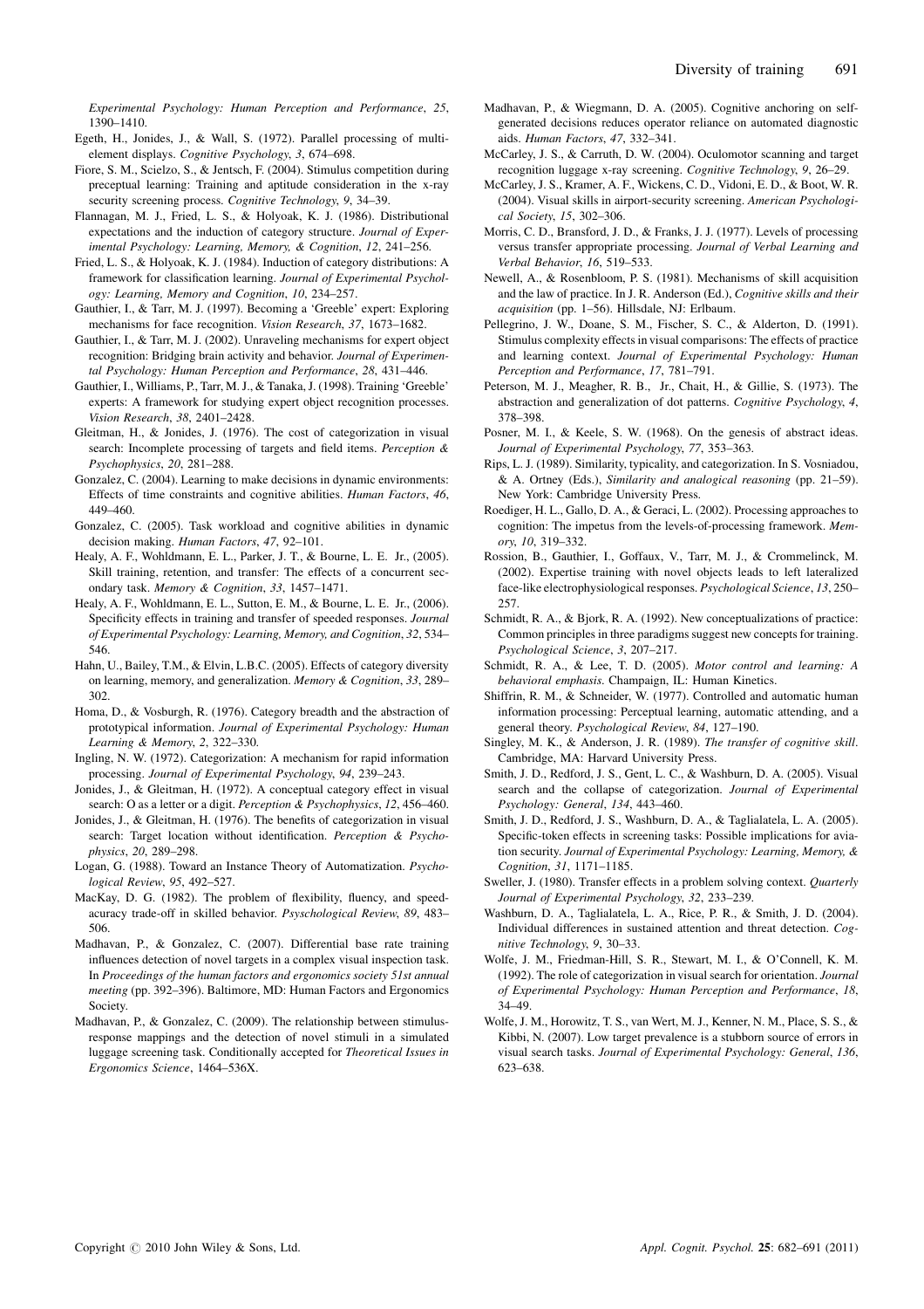*Experimental Psychology: Human Perception and Performance*, *25*, 1390–1410.

Egeth, H., Jonides, J., & Wall, S. (1972). Parallel processing of multielement displays. *Cognitive Psychology*, *3*, 674–698.

Fiore, S. M., Scielzo, S., & Jentsch, F. (2004). Stimulus competition during preceptual learning: Training and aptitude consideration in the x-ray security screening process. *Cognitive Technology*, *9*, 34–39.

Flannagan, M. J., Fried, L. S., & Holyoak, K. J. (1986). Distributional expectations and the induction of category structure. *Journal of Experimental Psychology: Learning, Memory, & Cognition*, *12*, 241–256.

Fried, L. S., & Holyoak, K. J. (1984). Induction of category distributions: A framework for classification learning. *Journal of Experimental Psychology: Learning, Memory and Cognition*, *10*, 234–257.

Gauthier, I., & Tarr, M. J. (1997). Becoming a 'Greeble' expert: Exploring mechanisms for face recognition. *Vision Research*, *37*, 1673–1682.

Gauthier, I., & Tarr, M. J. (2002). Unraveling mechanisms for expert object recognition: Bridging brain activity and behavior. *Journal of Experimental Psychology: Human Perception and Performance*, *28*, 431–446.

Gauthier, I., Williams, P., Tarr, M. J., & Tanaka, J. (1998). Training 'Greeble' experts: A framework for studying expert object recognition processes. *Vision Research*, *38*, 2401–2428.

Gleitman, H., & Jonides, J. (1976). The cost of categorization in visual search: Incomplete processing of targets and field items. *Perception & Psychophysics*, *20*, 281–288.

Gonzalez, C. (2004). Learning to make decisions in dynamic environments: Effects of time constraints and cognitive abilities. *Human Factors*, *46*, 449–460.

Gonzalez, C. (2005). Task workload and cognitive abilities in dynamic decision making. *Human Factors*, *47*, 92–101.

Healy, A. F., Wohldmann, E. L., Parker, J. T., & Bourne, L. E. Jr., (2005). Skill training, retention, and transfer: The effects of a concurrent secondary task. *Memory & Cognition*, *33*, 1457–1471.

Healy, A. F., Wohldmann, E. L., Sutton, E. M., & Bourne, L. E. Jr., (2006). Specificity effects in training and transfer of speeded responses. *Journal of Experimental Psychology: Learning, Memory, and Cognition*, *32*, 534–546.

Hahn, U., Bailey, T.M., & Elvin, L.B.C. (2005). Effects of category diversity on learning, memory, and generalization. *Memory & Cognition*, *33*, 289–302.

Homa, D., & Vosburgh, R. (1976). Category breadth and the abstraction of prototypical information. *Journal of Experimental Psychology: Human Learning & Memory*, *2*, 322–330.

Ingling, N. W. (1972). Categorization: A mechanism for rapid information processing. *Journal of Experimental Psychology*, *94*, 239–243.

Jonides, J., & Gleitman, H. (1972). A conceptual category effect in visual search: O as a letter or a digit. *Perception & Psychophysics*, *12*, 456–460.

Jonides, J., & Gleitman, H. (1976). The benefits of categorization in visual search: Target location without identification. *Perception & Psychophysics*, *20*, 289–298.

Logan, G. (1988). Toward an Instance Theory of Automatization. *Psychological Review*, *95*, 492–527.

MacKay, D. G. (1982). The problem of flexibility, fluency, and speed-accuracy trade-off in skilled behavior. *Psyschological Review*, *89*, 483–506.

Madhavan, P., & Gonzalez, C. (2007). Differential base rate training influences detection of novel targets in a complex visual inspection task. In *Proceedings of the human factors and ergonomics society 51st annual meeting* (pp. 392–396). Baltimore, MD: Human Factors and Ergonomics Society.

Madhavan, P., & Gonzalez, C. (2009). The relationship between stimulus-response mappings and the detection of novel stimuli in a simulated luggage screening task. Conditionally accepted for *Theoretical Issues in Ergonomics Science*, 1464–536X.

Madhavan, P., & Wiegmann, D. A. (2005). Cognitive anchoring on self-generated decisions reduces operator reliance on automated diagnostic aids. *Human Factors*, *47*, 332–341.

McCarley, J. S., & Carruth, D. W. (2004). Oculomotor scanning and target recognition luggage x-ray screening. *Cognitive Technology*, *9*, 26–29.

McCarley, J. S., Kramer, A. F., Wickens, C. D., Vidoni, E. D., & Boot, W. R. (2004). Visual skills in airport-security screening. *American Psychological Society*, *15*, 302–306.

Morris, C. D., Bransford, J. D., & Franks, J. J. (1977). Levels of processing versus transfer appropriate processing. *Journal of Verbal Learning and Verbal Behavior*, *16*, 519–533.

Newell, A., & Rosenbloom, P. S. (1981). Mechanisms of skill acquisition and the law of practice. In J. R. Anderson (Ed.), *Cognitive skills and their acquisition* (pp. 1–56). Hillsdale, NJ: Erlbaum.

Pellegrino, J. W., Doane, S. M., Fischer, S. C., & Alderton, D. (1991). Stimulus complexity effects in visual comparisons: The effects of practice and learning context. *Journal of Experimental Psychology: Human Perception and Performance*, *17*, 781–791.

Peterson, M. J., Meagher, R. B., Jr., Chait, H., & Gillie, S. (1973). The abstraction and generalization of dot patterns. *Cognitive Psychology*, *4*, 378–398.

Posner, M. I., & Keele, S. W. (1968). On the genesis of abstract ideas. *Journal of Experimental Psychology*, *77*, 353–363.

Rips, L. J. (1989). Similarity, typicality, and categorization. In S. Vosniadou, & A. Ortney (Eds.), *Similarity and analogical reasoning* (pp. 21–59). New York: Cambridge University Press.

Roediger, H. L., Gallo, D. A., & Geraci, L. (2002). Processing approaches to cognition: The impetus from the levels-of-processing framework. *Memory*, *10*, 319–332.

Rossion, B., Gauthier, I., Goffaux, V., Tarr, M. J., & Crommelinck, M. (2002). Expertise training with novel objects leads to left lateralized face-like electrophysiological responses. *Psychological Science*, *13*, 250–257.

Schmidt, R. A., & Bjork, R. A. (1992). New conceptualizations of practice: Common principles in three paradigms suggest new concepts for training. *Psychological Science*, *3*, 207–217.

Schmidt, R. A., & Lee, T. D. (2005). *Motor control and learning: A behavioral emphasis*. Champaign, IL: Human Kinetics.

Shiffrin, R. M., & Schneider, W. (1977). Controlled and automatic human information processing: Perceptual learning, automatic attending, and a general theory. *Psychological Review*, *84*, 127–190.

Singley, M. K., & Anderson, J. R. (1989). *The transfer of cognitive skill*. Cambridge, MA: Harvard University Press.

Smith, J. D., Redford, J. S., Gent, L. C., & Washburn, D. A. (2005). Visual search and the collapse of categorization. *Journal of Experimental Psychology: General*, *134*, 443–460.

Smith, J. D., Redford, J. S., Washburn, D. A., & Taglialatela, L. A. (2005). Specific-token effects in screening tasks: Possible implications for aviation security. *Journal of Experimental Psychology: Learning, Memory, & Cognition*, *31*, 1171–1185.

Sweller, J. (1980). Transfer effects in a problem solving context. *Quarterly Journal of Experimental Psychology*, *32*, 233–239.

Washburn, D. A., Taglialatela, L. A., Rice, P. R., & Smith, J. D. (2004). Individual differences in sustained attention and threat detection. *Cognitive Technology*, *9*, 30–33.

Wolfe, J. M., Friedman-Hill, S. R., Stewart, M. I., & O'Connell, K. M. (1992). The role of categorization in visual search for orientation. *Journal of Experimental Psychology: Human Perception and Performance*, *18*, 34–49.

Wolfe, J. M., Horowitz, T. S., van Wert, M. J., Kenner, N. M., Place, S. S., & Kibbi, N. (2007). Low target prevalence is a stubborn source of errors in visual search tasks. *Journal of Experimental Psychology: General*, *136*, 623–638.